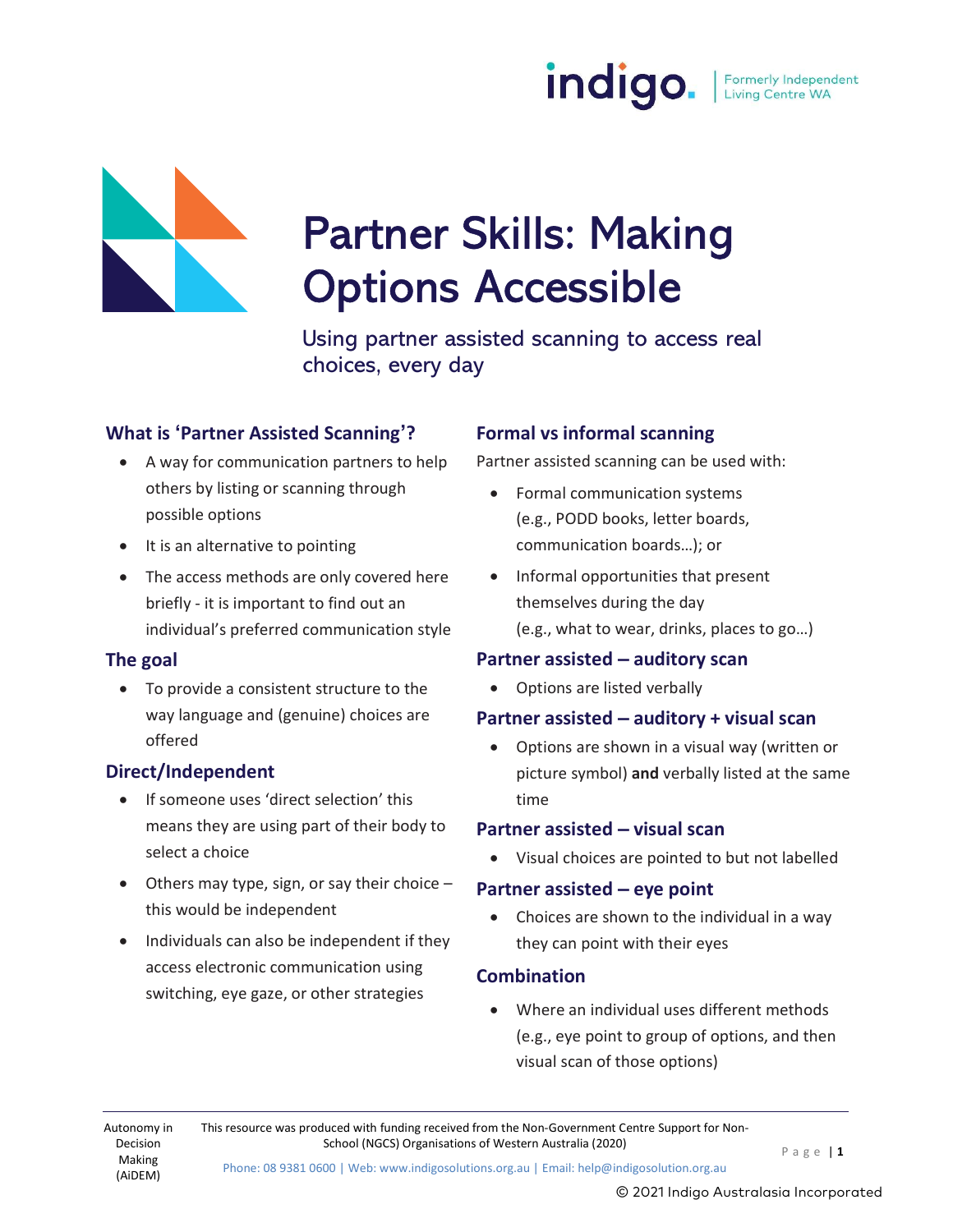# Partner Skills: Making Options Accessible

Using partner assisted scanning to access real choices, every day

## What is 'Partner Assisted Scanning'?

- A way for communication partners to help others by listing or scanning through possible options
- It is an alternative to pointing
- The access methods are only covered here briefly - it is important to find out an individual's preferred communication style

## The goal

- To provide a consistent structure to the way language and (genuine) choices are offered

## Direct/Independent

- If someone uses 'direct selection' this means they are using part of their body to select a choice
- Others may type, sign, or say their choice – this would be independent
- Individuals can also be independent if they access electronic communication using switching, eye gaze, or other strategies

## Formal vs informal scanning

Partner assisted scanning can be used with:

- Formal communication systems (e.g., PODD books, letter boards, communication boards…); or
- Informal opportunities that present themselves during the day (e.g., what to wear, drinks, places to go…)

## Partner assisted – auditory scan

- Options are listed verbally

## Partner assisted – auditory + visual scan

- Options are shown in a visual way (written or picture symbol) **and** verbally listed at the same time

## Partner assisted – visual scan

- Visual choices are pointed to but not labelled

## Partner assisted – eye point

- Choices are shown to the individual in a way they can point with their eyes

## Combination

- Where an individual uses different methods (e.g., eye point to group of options, and then visual scan of those options)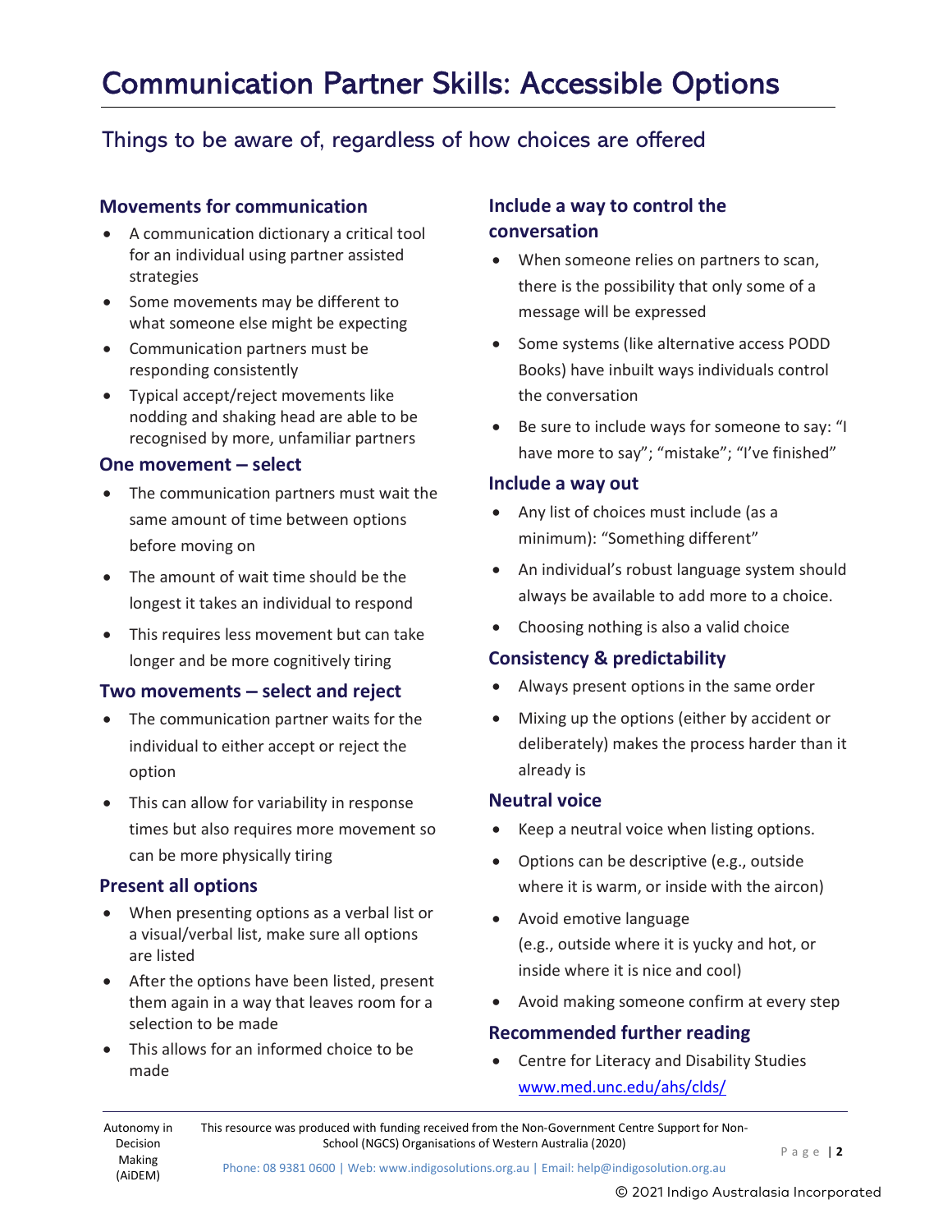# Communication Partner Skills: Accessible Options

## Things to be aware of, regardless of how choices are offered

### Movements for communication

- A communication dictionary a critical tool for an individual using partner assisted strategies
- Some movements may be different to what someone else might be expecting
- Communication partners must be responding consistently
- Typical accept/reject movements like nodding and shaking head are able to be recognised by more, unfamiliar partners

### One movement – select

- The communication partners must wait the same amount of time between options before moving on
- The amount of wait time should be the longest it takes an individual to respond
- This requires less movement but can take longer and be more cognitively tiring

### Two movements – select and reject

- The communication partner waits for the individual to either accept or reject the option
- This can allow for variability in response times but also requires more movement so can be more physically tiring

### Present all options

- When presenting options as a verbal list or a visual/verbal list, make sure all options are listed
- After the options have been listed, present them again in a way that leaves room for a selection to be made
- This allows for an informed choice to be made

### Include a way to control the conversation

- When someone relies on partners to scan, there is the possibility that only some of a message will be expressed
- Some systems (like alternative access PODD Books) have inbuilt ways individuals control the conversation
- Be sure to include ways for someone to say: "I have more to say"; "mistake"; "I've finished"

### Include a way out

- Any list of choices must include (as a minimum): "Something different"
- An individual's robust language system should always be available to add more to a choice.
- Choosing nothing is also a valid choice

### Consistency & predictability

- Always present options in the same order
- Mixing up the options (either by accident or deliberately) makes the process harder than it already is

### Neutral voice

- Keep a neutral voice when listing options.
- Options can be descriptive (e.g., outside where it is warm, or inside with the aircon)
- Avoid emotive language (e.g., outside where it is yucky and hot, or inside where it is nice and cool)
- Avoid making someone confirm at every step

### Recommended further reading

- Centre for Literacy and Disability Studies [www.med.unc.edu/ahs/clds/](www.med.unc.edu/ahs/clds/)

Autonomy in Decision Making (AiDEM)

This resource was produced with funding received from the Non-Government Centre Support for Non-School (NGCS) Organisations of Western Australia (2020)

Phone: 08 9381 0600 | Web: www.indigosolutions.org.au | Email: help@indigosolution.org.au

© 2021 Indigo Australasia Incorporated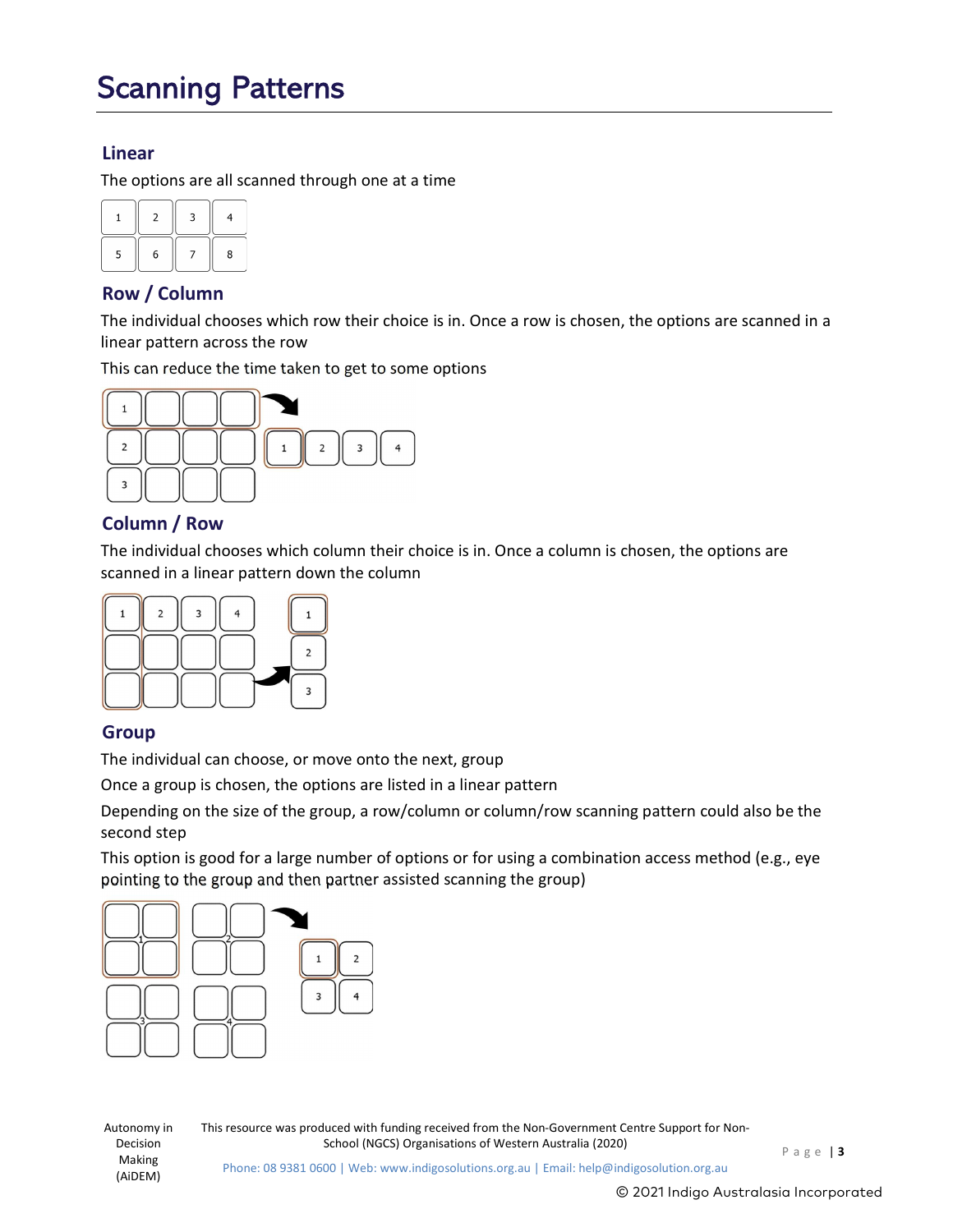# Scanning Patterns

## Linear

The options are all scanned through one at a time

| | | | |
|---|---|---|---|
| 1 | 2 | 3 | 4 |
| 5 | 6 | 7 | 8 |

## Row / Column

The individual chooses which row their choice is in. Once a row is chosen, the options are scanned in a linear pattern across the row

This can reduce the time taken to get to some options

1
2
3

1 2 3 4

## Column / Row

The individual chooses which column their choice is in. Once a column is chosen, the options are scanned in a linear pattern down the column

1 2 3 4

1
2
3

## Group

The individual can choose, or move onto the next, group

Once a group is chosen, the options are listed in a linear pattern

Depending on the size of the group, a row/column or column/row scanning pattern could also be the second step

This option is good for a large number of options or for using a combination access method (e.g., eye pointing to the group and then partner assisted scanning the group)

1 2
3 4

1 2
3 4

Autonomy in Decision Making (AiDEM)

This resource was produced with funding received from the Non-Government Centre Support for Non-School (NGCS) Organisations of Western Australia (2020)

Phone: 08 9381 0600 | Web: www.indigosolutions.org.au | Email: help@indigosolution.org.au

© 2021 Indigo Australasia Incorporated